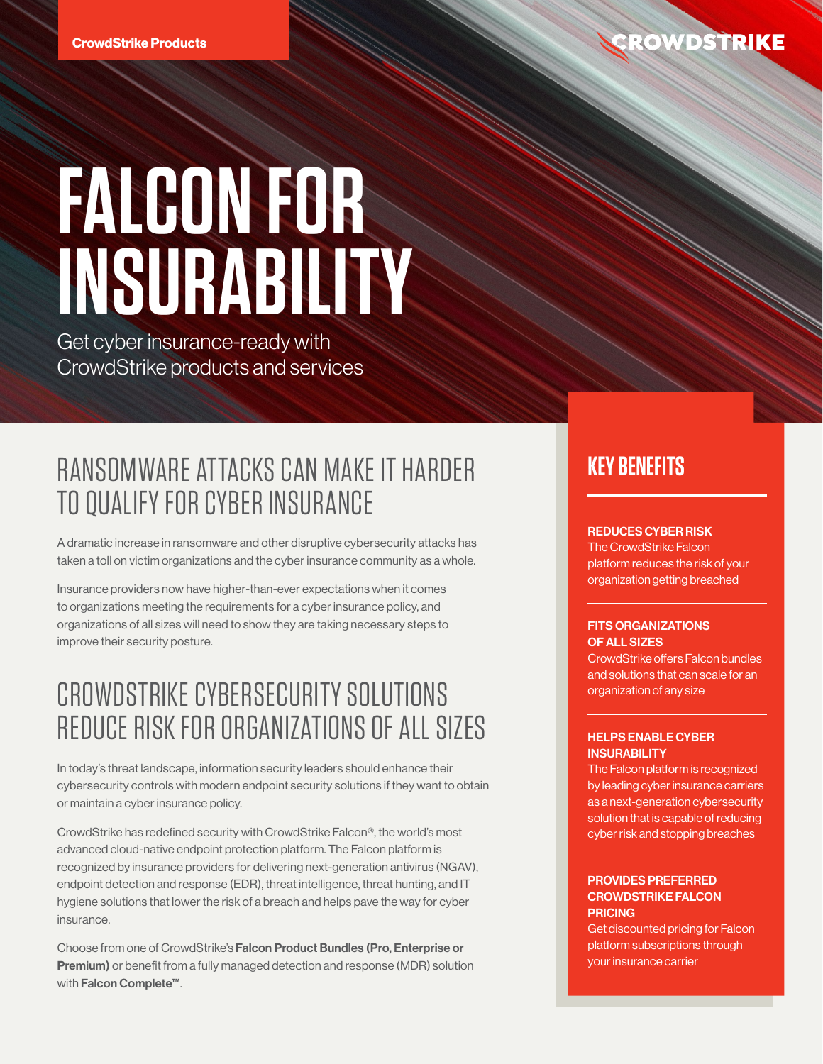CrowdStrike Products

# FALCON FOR INSURABILITY

Get cyber insurance-ready with CrowdStrike products and services

## RANSOMWARE ATTACKS CAN MAKE IT HARDER TO QUALIFY FOR CYBER INSURANCE

A dramatic increase in ransomware and other disruptive cybersecurity attacks has taken a toll on victim organizations and the cyber insurance community as a whole.

Insurance providers now have higher-than-ever expectations when it comes to organizations meeting the requirements for a cyber insurance policy, and organizations of all sizes will need to show they are taking necessary steps to improve their security posture.

## CROWDSTRIKE CYBERSECURITY SOLUTIONS REDUCE RISK FOR ORGANIZATIONS OF ALL SIZES

In today's threat landscape, information security leaders should enhance their cybersecurity controls with modern endpoint security solutions if they want to obtain or maintain a cyber insurance policy.

CrowdStrike has redefined security with CrowdStrike Falcon®, the world's most advanced cloud-native endpoint protection platform. The Falcon platform is recognized by insurance providers for delivering next-generation antivirus (NGAV), endpoint detection and response (EDR), threat intelligence, threat hunting, and IT hygiene solutions that lower the risk of a breach and helps pave the way for cyber insurance.

Choose from one of CrowdStrike's **Falcon Product Bundles (Pro, Enterprise or Premium)** or benefit from a fully managed detection and response (MDR) solution with **Falcon Complete™**.

## KEY BENEFITS

**REDUCES CYBER RISK**
The CrowdStrike Falcon platform reduces the risk of your organization getting breached

**FITS ORGANIZATIONS OF ALL SIZES**
CrowdStrike offers Falcon bundles and solutions that can scale for an organization of any size

**HELPS ENABLE CYBER INSURABILITY**
The Falcon platform is recognized by leading cyber insurance carriers as a next-generation cybersecurity solution that is capable of reducing cyber risk and stopping breaches

**PROVIDES PREFERRED CROWDSTRIKE FALCON PRICING**
Get discounted pricing for Falcon platform subscriptions through your insurance carrier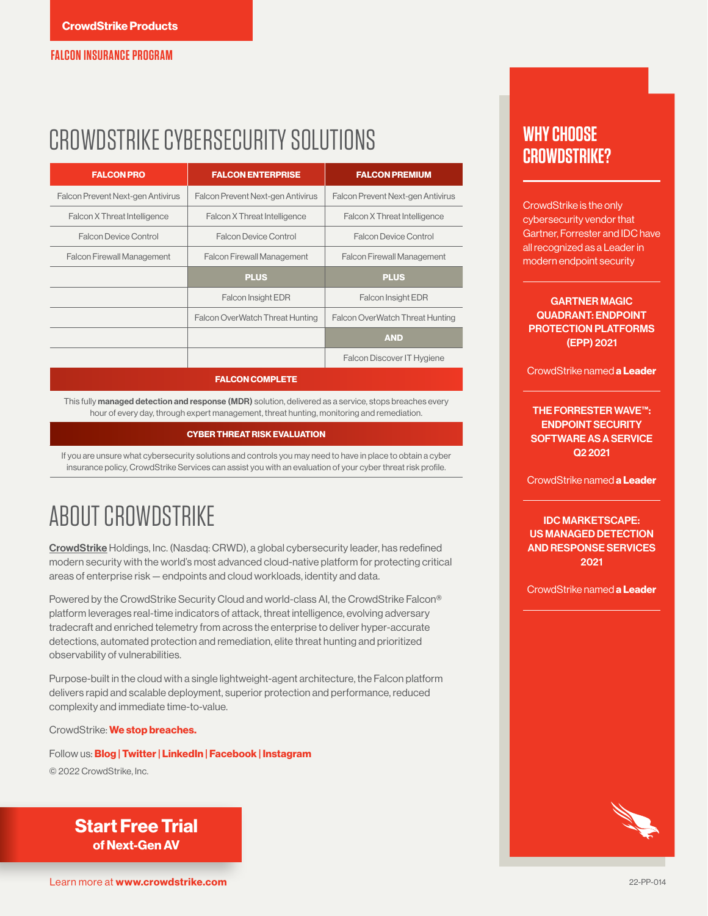CrowdStrike Products

FALCON INSURANCE PROGRAM

# CROWDSTRIKE CYBERSECURITY SOLUTIONS

| FALCON PRO | FALCON ENTERPRISE | FALCON PREMIUM |
|---|---|---|
| Falcon Prevent Next-gen Antivirus | Falcon Prevent Next-gen Antivirus | Falcon Prevent Next-gen Antivirus |
| Falcon X Threat Intelligence | Falcon X Threat Intelligence | Falcon X Threat Intelligence |
| Falcon Device Control | Falcon Device Control | Falcon Device Control |
| Falcon Firewall Management | Falcon Firewall Management | Falcon Firewall Management |
| | **PLUS** | **PLUS** |
| | Falcon Insight EDR | Falcon Insight EDR |
| | Falcon OverWatch Threat Hunting | Falcon OverWatch Threat Hunting |
| | | **AND** |
| | | Falcon Discover IT Hygiene |

**FALCON COMPLETE**

This fully **managed detection and response (MDR)** solution, delivered as a service, stops breaches every hour of every day, through expert management, threat hunting, monitoring and remediation.

**CYBER THREAT RISK EVALUATION**

If you are unsure what cybersecurity solutions and controls you may need to have in place to obtain a cyber insurance policy, CrowdStrike Services can assist you with an evaluation of your cyber threat risk profile.

# ABOUT CROWDSTRIKE

CrowdStrike Holdings, Inc. (Nasdaq: CRWD), a global cybersecurity leader, has redefined modern security with the world's most advanced cloud-native platform for protecting critical areas of enterprise risk — endpoints and cloud workloads, identity and data.

Powered by the CrowdStrike Security Cloud and world-class AI, the CrowdStrike Falcon® platform leverages real-time indicators of attack, threat intelligence, evolving adversary tradecraft and enriched telemetry from across the enterprise to deliver hyper-accurate detections, automated protection and remediation, elite threat hunting and prioritized observability of vulnerabilities.

Purpose-built in the cloud with a single lightweight-agent architecture, the Falcon platform delivers rapid and scalable deployment, superior protection and performance, reduced complexity and immediate time-to-value.

CrowdStrike: **We stop breaches.**

Follow us: **Blog | Twitter | LinkedIn | Facebook | Instagram**

© 2022 CrowdStrike, Inc.

## WHY CHOOSE CROWDSTRIKE?

CrowdStrike is the only cybersecurity vendor that Gartner, Forrester and IDC have all recognized as a Leader in modern endpoint security

**GARTNER MAGIC QUADRANT: ENDPOINT PROTECTION PLATFORMS (EPP) 2021**

CrowdStrike named **a Leader**

**THE FORRESTER WAVE™: ENDPOINT SECURITY SOFTWARE AS A SERVICE Q2 2021**

CrowdStrike named **a Leader**

**IDC MARKETSCAPE: US MANAGED DETECTION AND RESPONSE SERVICES 2021**

CrowdStrike named **a Leader**

**Start Free Trial**
**of Next-Gen AV**

Learn more at **www.crowdstrike.com**

22-PP-014